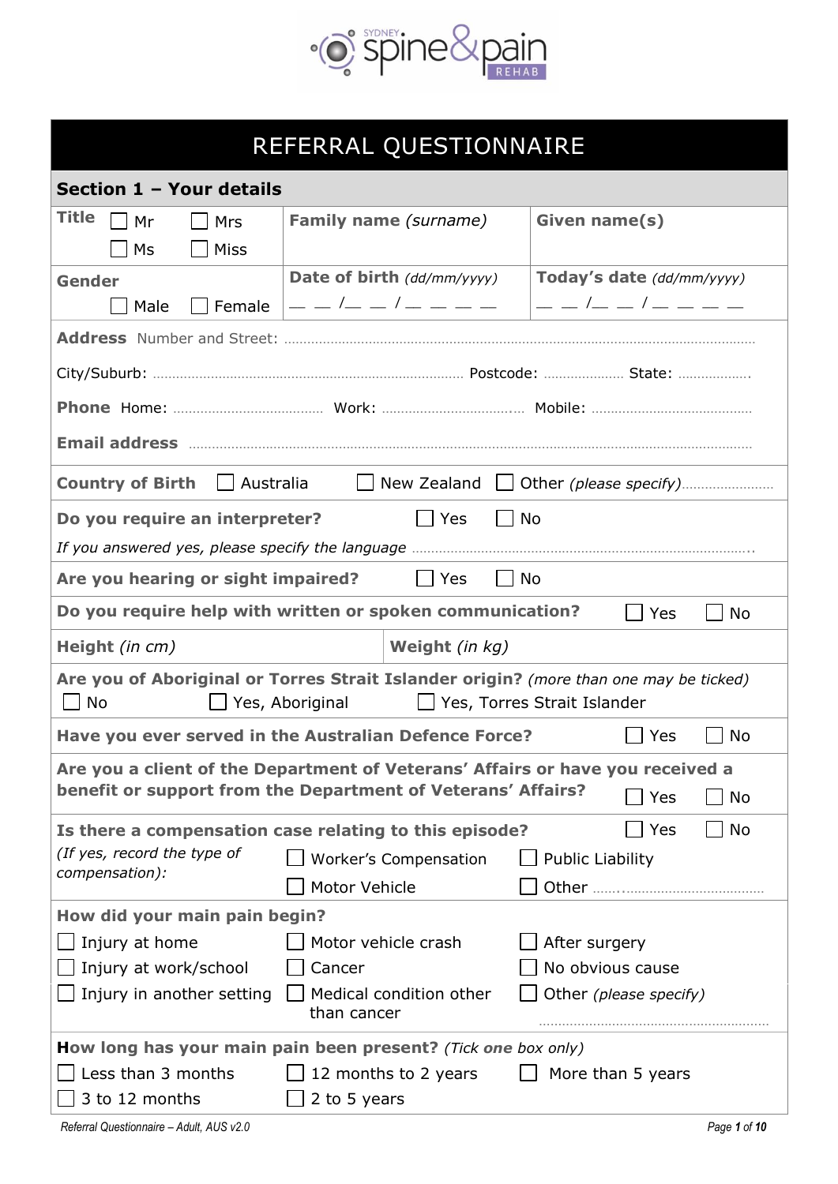SYDNEY spine&pain REHAB

# REFERRAL QUESTIONNAIRE

## Section 1 – Your details

| **Title** ☐ Mr ☐ Mrs ☐ Ms ☐ Miss | **Family name** *(surname)* | **Given name(s)** |
|---|---|---|
| **Gender** ☐ Male ☐ Female | **Date of birth** *(dd/mm/yyyy)* __ __ /__ __ /__ __ __ __ | **Today's date** *(dd/mm/yyyy)* __ __ /__ __ /__ __ __ __ |

**Address** Number and Street: ........................................................................................................

City/Suburb: ................................................................ Postcode: .................... State: ..................

**Phone** Home: ................................ Work: ................................ Mobile: ................................

**Email address** ........................................................................................................

**Country of Birth** ☐ Australia ☐ New Zealand ☐ Other *(please specify)*......................

**Do you require an interpreter?** ☐ Yes ☐ No

*If you answered yes, please specify the language* ........................................................................

**Are you hearing or sight impaired?** ☐ Yes ☐ No

**Do you require help with written or spoken communication?** ☐ Yes ☐ No

| **Height** *(in cm)* | **Weight** *(in kg)* |
|---|---|

**Are you of Aboriginal or Torres Strait Islander origin?** *(more than one may be ticked)*
☐ No ☐ Yes, Aboriginal ☐ Yes, Torres Strait Islander

**Have you ever served in the Australian Defence Force?** ☐ Yes ☐ No

**Are you a client of the Department of Veterans' Affairs or have you received a benefit or support from the Department of Veterans' Affairs?** ☐ Yes ☐ No

**Is there a compensation case relating to this episode?** ☐ Yes ☐ No

*(If yes, record the type of compensation):*
☐ Worker's Compensation ☐ Public Liability
☐ Motor Vehicle ☐ Other ........................................

**How did your main pain begin?**

☐ Injury at home ☐ Motor vehicle crash ☐ After surgery
☐ Injury at work/school ☐ Cancer ☐ No obvious cause
☐ Injury in another setting ☐ Medical condition other than cancer ☐ Other *(please specify)* ........................................

**How long has your main pain been present?** *(Tick one box only)*

☐ Less than 3 months ☐ 12 months to 2 years ☐ More than 5 years
☐ 3 to 12 months ☐ 2 to 5 years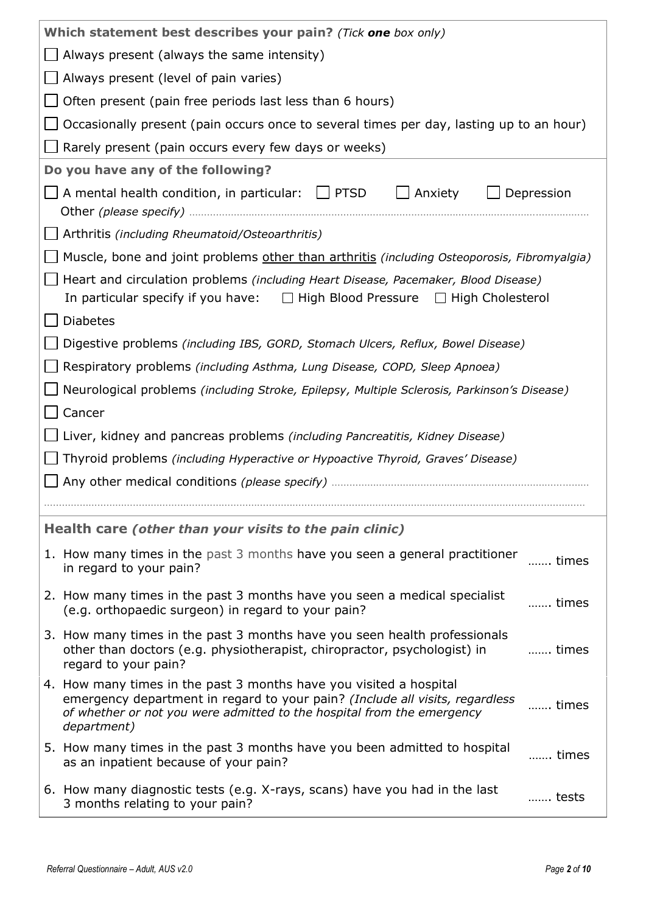**Which statement best describes your pain?** *(Tick **one** box only)*

- ☐ Always present (always the same intensity)
- ☐ Always present (level of pain varies)
- ☐ Often present (pain free periods last less than 6 hours)
- ☐ Occasionally present (pain occurs once to several times per day, lasting up to an hour)
- ☐ Rarely present (pain occurs every few days or weeks)

**Do you have any of the following?**

- ☐ A mental health condition, in particular: ☐ PTSD ☐ Anxiety ☐ Depression
  Other *(please specify)* ……………………………………………………………………………………
- ☐ Arthritis *(including Rheumatoid/Osteoarthritis)*
- ☐ Muscle, bone and joint problems <u>other than arthritis</u> *(including Osteoporosis, Fibromyalgia)*
- ☐ Heart and circulation problems *(including Heart Disease, Pacemaker, Blood Disease)*
  In particular specify if you have: ☐ High Blood Pressure ☐ High Cholesterol
- ☐ Diabetes
- ☐ Digestive problems *(including IBS, GORD, Stomach Ulcers, Reflux, Bowel Disease)*
- ☐ Respiratory problems *(including Asthma, Lung Disease, COPD, Sleep Apnoea)*
- ☐ Neurological problems *(including Stroke, Epilepsy, Multiple Sclerosis, Parkinson's Disease)*
- ☐ Cancer
- ☐ Liver, kidney and pancreas problems *(including Pancreatitis, Kidney Disease)*
- ☐ Thyroid problems *(including Hyperactive or Hypoactive Thyroid, Graves' Disease)*
- ☐ Any other medical conditions *(please specify)* ……………………………………………………

………………………………………………………………………………………………………………

## Health care *(other than your visits to the pain clinic)*

| | |
|---|---|
| 1. How many times in the past 3 months have you seen a general practitioner in regard to your pain? | ……. times |
| 2. How many times in the past 3 months have you seen a medical specialist (e.g. orthopaedic surgeon) in regard to your pain? | ……. times |
| 3. How many times in the past 3 months have you seen health professionals other than doctors (e.g. physiotherapist, chiropractor, psychologist) in regard to your pain? | ……. times |
| 4. How many times in the past 3 months have you visited a hospital emergency department in regard to your pain? *(Include all visits, regardless of whether or not you were admitted to the hospital from the emergency department)* | ……. times |
| 5. How many times in the past 3 months have you been admitted to hospital as an inpatient because of your pain? | ……. times |
| 6. How many diagnostic tests (e.g. X-rays, scans) have you had in the last 3 months relating to your pain? | ……. tests |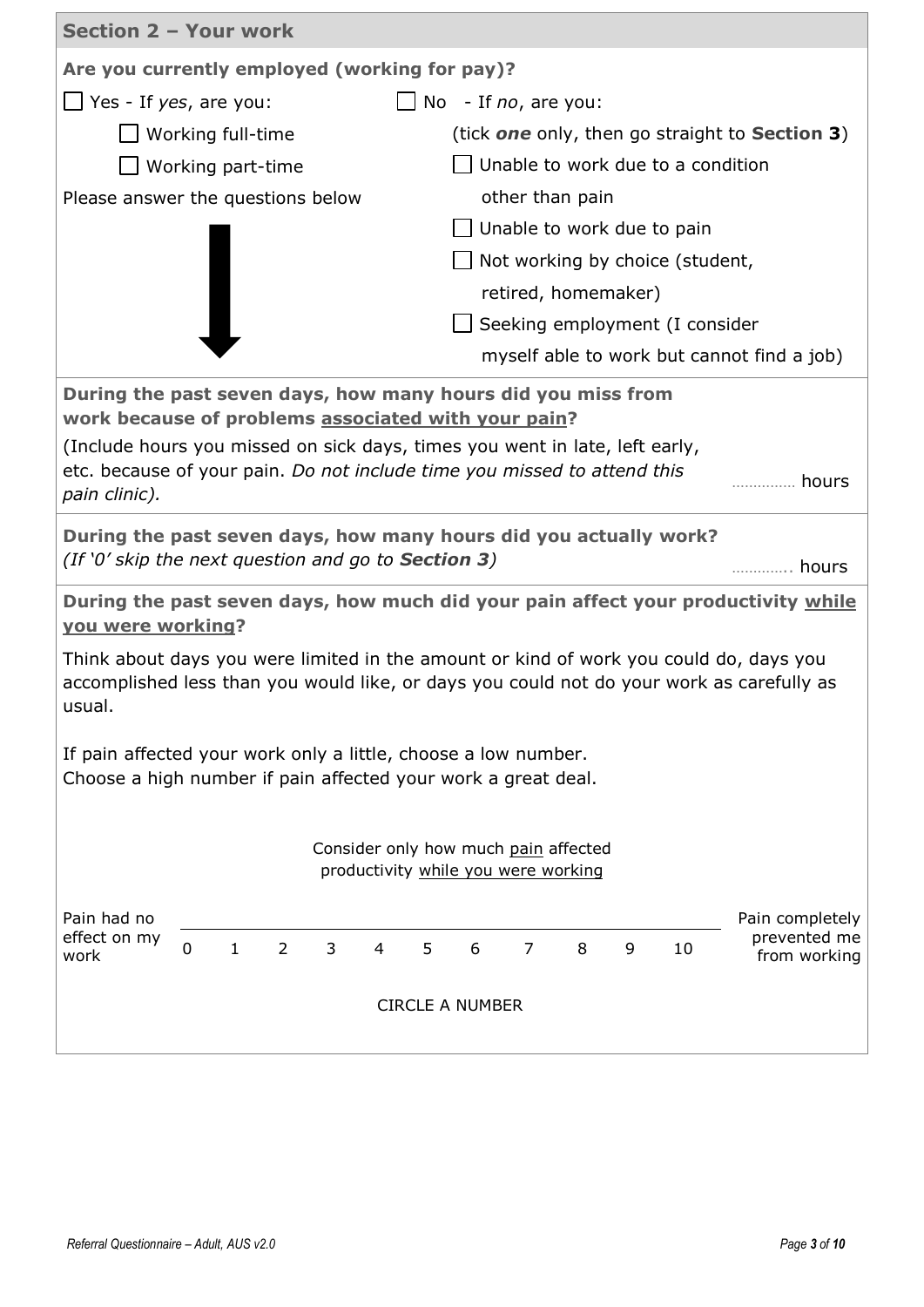## Section 2 – Your work

**Are you currently employed (working for pay)?**

☐ Yes - If *yes*, are you:

- ☐ Working full-time
- ☐ Working part-time

Please answer the questions below

☐ No - If *no*, are you:

(tick ***one*** only, then go straight to **Section 3**)

- ☐ Unable to work due to a condition other than pain
- ☐ Unable to work due to pain
- ☐ Not working by choice (student, retired, homemaker)
- ☐ Seeking employment (I consider myself able to work but cannot find a job)

**During the past seven days, how many hours did you miss from work because of problems associated with your pain?**

(Include hours you missed on sick days, times you went in late, left early, etc. because of your pain. *Do not include time you missed to attend this pain clinic).*

…………… hours

**During the past seven days, how many hours did you actually work?**
*(If '0' skip the next question and go to **Section 3**)*

………….. hours

**During the past seven days, how much did your pain affect your productivity while you were working?**

Think about days you were limited in the amount or kind of work you could do, days you accomplished less than you would like, or days you could not do your work as carefully as usual.

If pain affected your work only a little, choose a low number.
Choose a high number if pain affected your work a great deal.

Consider only how much pain affected productivity while you were working

| Pain had no effect on my work | 0 | 1 | 2 | 3 | 4 | 5 | 6 | 7 | 8 | 9 | 10 | Pain completely prevented me from working |
|---|---|---|---|---|---|---|---|---|---|---|---|---|

CIRCLE A NUMBER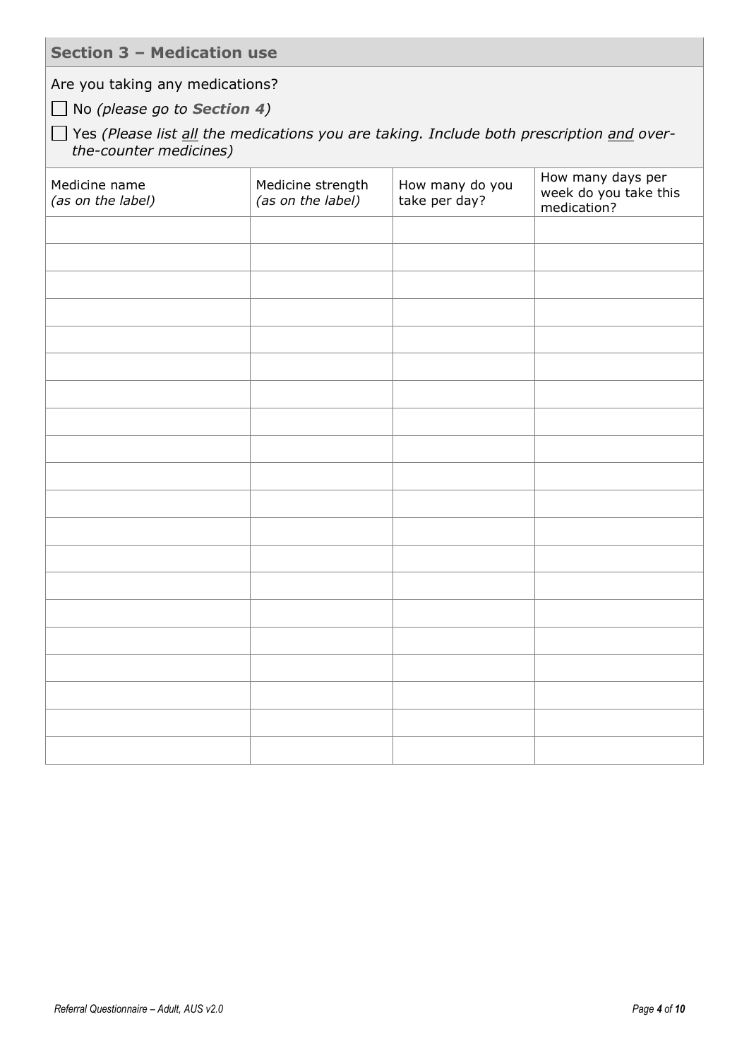## Section 3 – Medication use

Are you taking any medications?

☐ No *(please go to **Section 4**)*

☐ Yes *(Please list all the medications you are taking. Include both prescription and over-the-counter medicines)*

| Medicine name *(as on the label)* | Medicine strength *(as on the label)* | How many do you take per day? | How many days per week do you take this medication? |
|---|---|---|---|
| | | | |
| | | | |
| | | | |
| | | | |
| | | | |
| | | | |
| | | | |
| | | | |
| | | | |
| | | | |
| | | | |
| | | | |
| | | | |
| | | | |
| | | | |
| | | | |
| | | | |
| | | | |
| | | | |
| | | | |

*Referral Questionnaire – Adult, AUS v2.0*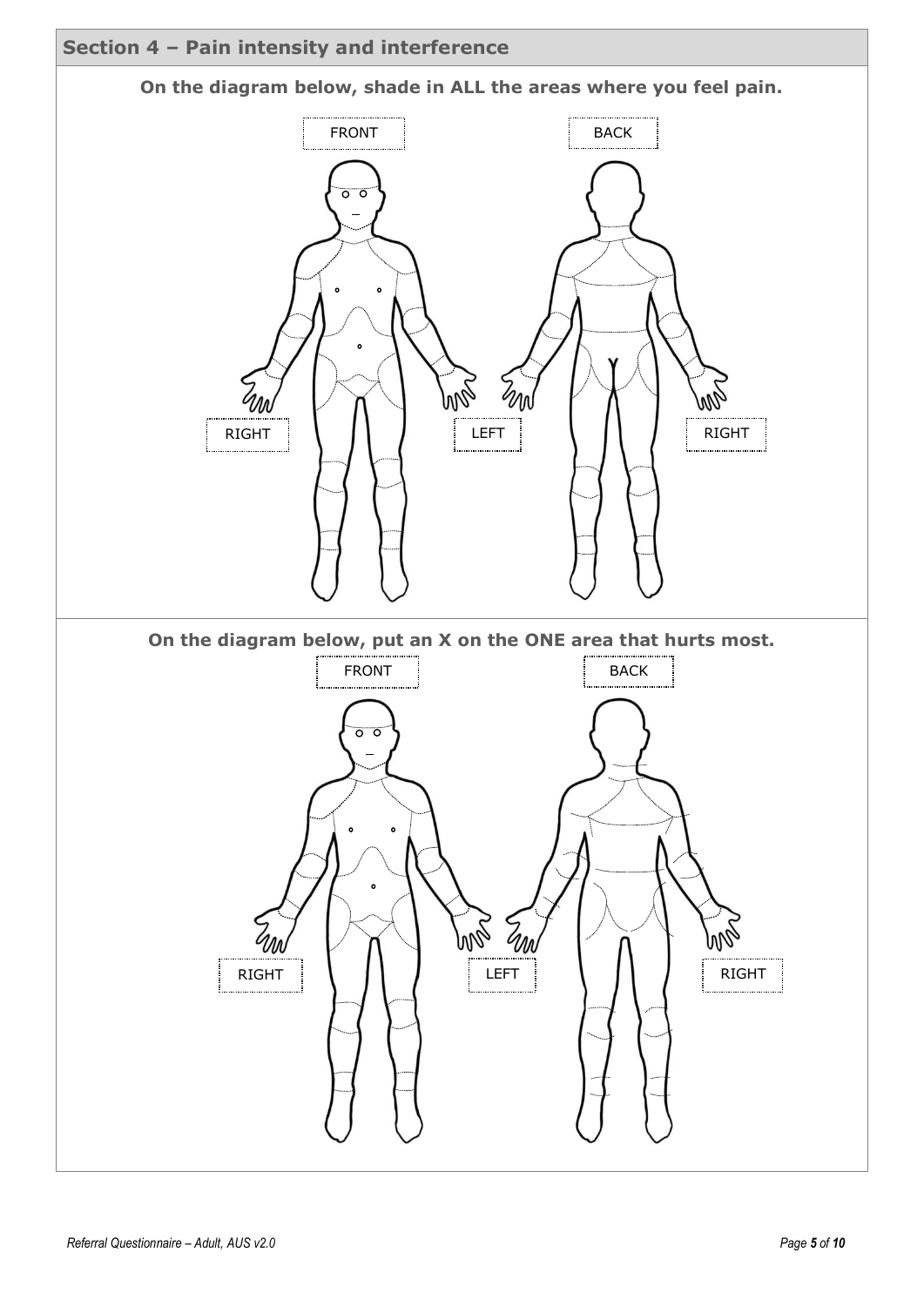## Section 4 – Pain intensity and interference

**On the diagram below, shade in ALL the areas where you feel pain.**

FRONT

BACK

RIGHT

LEFT

RIGHT

**On the diagram below, put an X on the ONE area that hurts most.**

FRONT

BACK

RIGHT

LEFT

RIGHT

*Referral Questionnaire – Adult, AUS v2.0*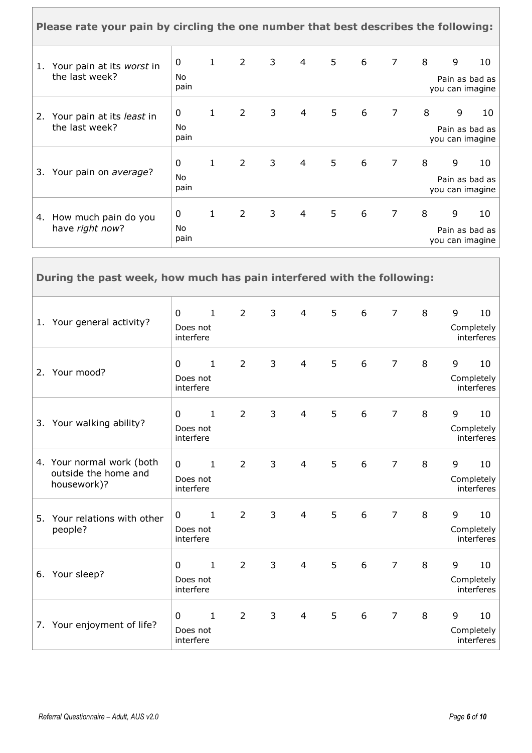| Please rate your pain by circling the one number that best describes the following: | | | | | | | | | | | |
|---|---|---|---|---|---|---|---|---|---|---|---|
| 1. Your pain at its *worst* in the last week? | 0<br>No pain | 1 | 2 | 3 | 4 | 5 | 6 | 7 | 8 | 9 | 10<br>Pain as bad as you can imagine |
| 2. Your pain at its *least* in the last week? | 0<br>No pain | 1 | 2 | 3 | 4 | 5 | 6 | 7 | 8 | 9 | 10<br>Pain as bad as you can imagine |
| 3. Your pain on *average*? | 0<br>No pain | 1 | 2 | 3 | 4 | 5 | 6 | 7 | 8 | 9 | 10<br>Pain as bad as you can imagine |
| 4. How much pain do you have *right now*? | 0<br>No pain | 1 | 2 | 3 | 4 | 5 | 6 | 7 | 8 | 9 | 10<br>Pain as bad as you can imagine |

| During the past week, how much has pain interfered with the following: | | | | | | | | | | | |
|---|---|---|---|---|---|---|---|---|---|---|---|
| 1. Your general activity? | 0<br>Does not interfere | 1 | 2 | 3 | 4 | 5 | 6 | 7 | 8 | 9 | 10<br>Completely interferes |
| 2. Your mood? | 0<br>Does not interfere | 1 | 2 | 3 | 4 | 5 | 6 | 7 | 8 | 9 | 10<br>Completely interferes |
| 3. Your walking ability? | 0<br>Does not interfere | 1 | 2 | 3 | 4 | 5 | 6 | 7 | 8 | 9 | 10<br>Completely interferes |
| 4. Your normal work (both outside the home and housework)? | 0<br>Does not interfere | 1 | 2 | 3 | 4 | 5 | 6 | 7 | 8 | 9 | 10<br>Completely interferes |
| 5. Your relations with other people? | 0<br>Does not interfere | 1 | 2 | 3 | 4 | 5 | 6 | 7 | 8 | 9 | 10<br>Completely interferes |
| 6. Your sleep? | 0<br>Does not interfere | 1 | 2 | 3 | 4 | 5 | 6 | 7 | 8 | 9 | 10<br>Completely interferes |
| 7. Your enjoyment of life? | 0<br>Does not interfere | 1 | 2 | 3 | 4 | 5 | 6 | 7 | 8 | 9 | 10<br>Completely interferes |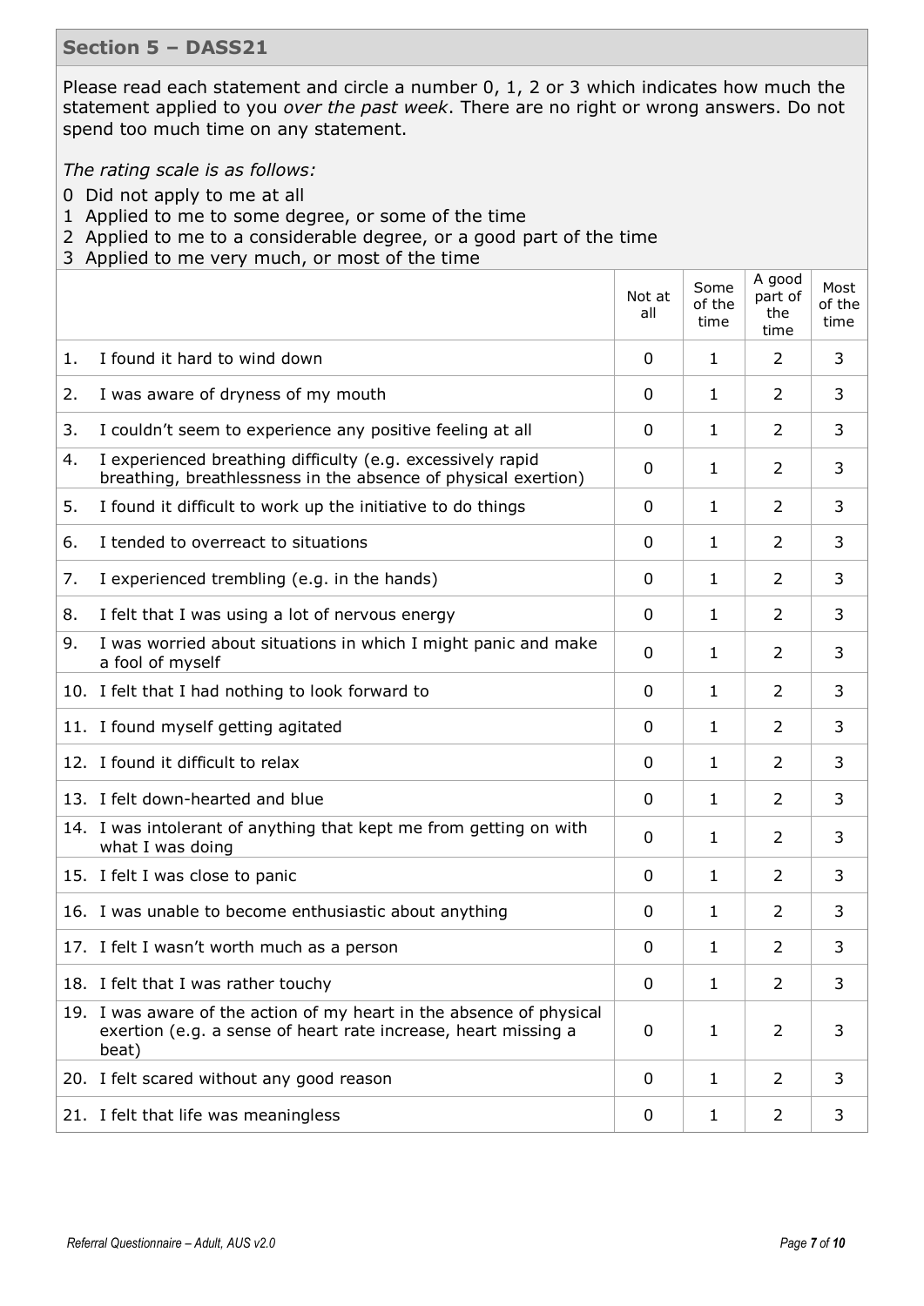## Section 5 – DASS21

Please read each statement and circle a number 0, 1, 2 or 3 which indicates how much the statement applied to you *over the past week*. There are no right or wrong answers. Do not spend too much time on any statement.

*The rating scale is as follows:*

0 Did not apply to me at all
1 Applied to me to some degree, or some of the time
2 Applied to me to a considerable degree, or a good part of the time
3 Applied to me very much, or most of the time

| | Not at all | Some of the time | A good part of the time | Most of the time |
|---|---|---|---|---|
| 1. I found it hard to wind down | 0 | 1 | 2 | 3 |
| 2. I was aware of dryness of my mouth | 0 | 1 | 2 | 3 |
| 3. I couldn't seem to experience any positive feeling at all | 0 | 1 | 2 | 3 |
| 4. I experienced breathing difficulty (e.g. excessively rapid breathing, breathlessness in the absence of physical exertion) | 0 | 1 | 2 | 3 |
| 5. I found it difficult to work up the initiative to do things | 0 | 1 | 2 | 3 |
| 6. I tended to overreact to situations | 0 | 1 | 2 | 3 |
| 7. I experienced trembling (e.g. in the hands) | 0 | 1 | 2 | 3 |
| 8. I felt that I was using a lot of nervous energy | 0 | 1 | 2 | 3 |
| 9. I was worried about situations in which I might panic and make a fool of myself | 0 | 1 | 2 | 3 |
| 10. I felt that I had nothing to look forward to | 0 | 1 | 2 | 3 |
| 11. I found myself getting agitated | 0 | 1 | 2 | 3 |
| 12. I found it difficult to relax | 0 | 1 | 2 | 3 |
| 13. I felt down-hearted and blue | 0 | 1 | 2 | 3 |
| 14. I was intolerant of anything that kept me from getting on with what I was doing | 0 | 1 | 2 | 3 |
| 15. I felt I was close to panic | 0 | 1 | 2 | 3 |
| 16. I was unable to become enthusiastic about anything | 0 | 1 | 2 | 3 |
| 17. I felt I wasn't worth much as a person | 0 | 1 | 2 | 3 |
| 18. I felt that I was rather touchy | 0 | 1 | 2 | 3 |
| 19. I was aware of the action of my heart in the absence of physical exertion (e.g. a sense of heart rate increase, heart missing a beat) | 0 | 1 | 2 | 3 |
| 20. I felt scared without any good reason | 0 | 1 | 2 | 3 |
| 21. I felt that life was meaningless | 0 | 1 | 2 | 3 |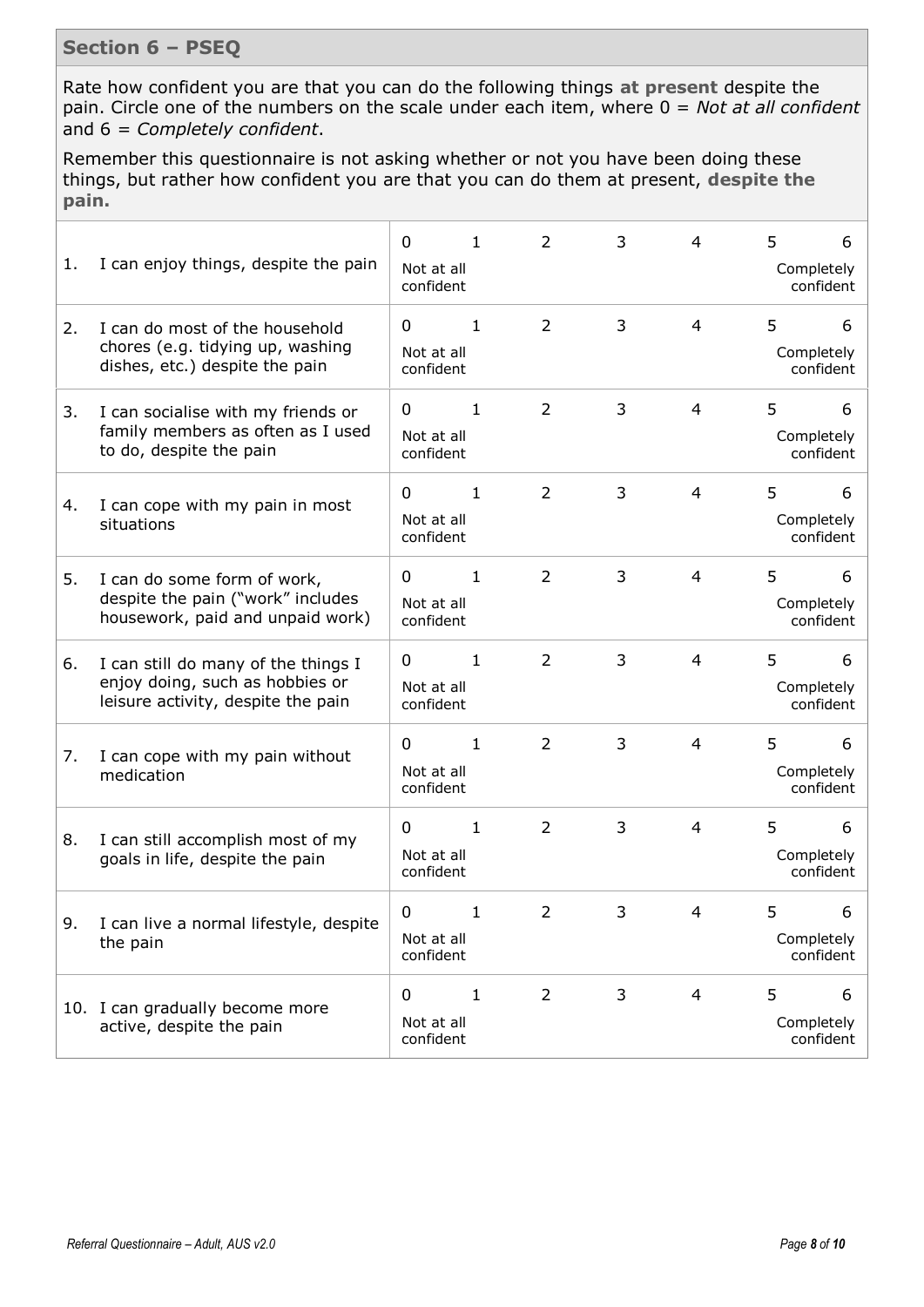## Section 6 – PSEQ

Rate how confident you are that you can do the following things **at present** despite the pain. Circle one of the numbers on the scale under each item, where 0 = *Not at all confident* and 6 = *Completely confident*.

Remember this questionnaire is not asking whether or not you have been doing these things, but rather how confident you are that you can do them at present, **despite the pain.**

| | Item | 0 | 1 | 2 | 3 | 4 | 5 | 6 |
|---|---|---|---|---|---|---|---|---|
| 1. | I can enjoy things, despite the pain | 0<br>Not at all confident | 1 | 2 | 3 | 4 | 5 | 6<br>Completely confident |
| 2. | I can do most of the household chores (e.g. tidying up, washing dishes, etc.) despite the pain | 0<br>Not at all confident | 1 | 2 | 3 | 4 | 5 | 6<br>Completely confident |
| 3. | I can socialise with my friends or family members as often as I used to do, despite the pain | 0<br>Not at all confident | 1 | 2 | 3 | 4 | 5 | 6<br>Completely confident |
| 4. | I can cope with my pain in most situations | 0<br>Not at all confident | 1 | 2 | 3 | 4 | 5 | 6<br>Completely confident |
| 5. | I can do some form of work, despite the pain ("work" includes housework, paid and unpaid work) | 0<br>Not at all confident | 1 | 2 | 3 | 4 | 5 | 6<br>Completely confident |
| 6. | I can still do many of the things I enjoy doing, such as hobbies or leisure activity, despite the pain | 0<br>Not at all confident | 1 | 2 | 3 | 4 | 5 | 6<br>Completely confident |
| 7. | I can cope with my pain without medication | 0<br>Not at all confident | 1 | 2 | 3 | 4 | 5 | 6<br>Completely confident |
| 8. | I can still accomplish most of my goals in life, despite the pain | 0<br>Not at all confident | 1 | 2 | 3 | 4 | 5 | 6<br>Completely confident |
| 9. | I can live a normal lifestyle, despite the pain | 0<br>Not at all confident | 1 | 2 | 3 | 4 | 5 | 6<br>Completely confident |
| 10. | I can gradually become more active, despite the pain | 0<br>Not at all confident | 1 | 2 | 3 | 4 | 5 | 6<br>Completely confident |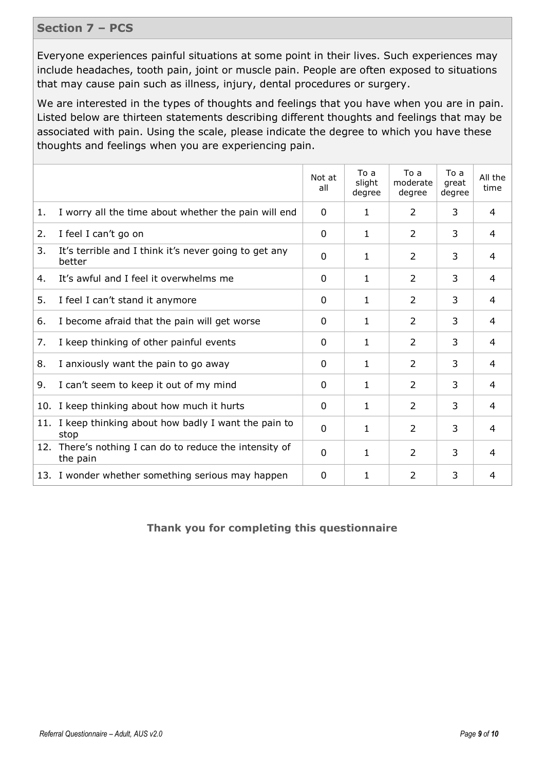## Section 7 – PCS

Everyone experiences painful situations at some point in their lives. Such experiences may include headaches, tooth pain, joint or muscle pain. People are often exposed to situations that may cause pain such as illness, injury, dental procedures or surgery.

We are interested in the types of thoughts and feelings that you have when you are in pain. Listed below are thirteen statements describing different thoughts and feelings that may be associated with pain. Using the scale, please indicate the degree to which you have these thoughts and feelings when you are experiencing pain.

| | Not at all | To a slight degree | To a moderate degree | To a great degree | All the time |
|---|---|---|---|---|---|
| 1. I worry all the time about whether the pain will end | 0 | 1 | 2 | 3 | 4 |
| 2. I feel I can't go on | 0 | 1 | 2 | 3 | 4 |
| 3. It's terrible and I think it's never going to get any better | 0 | 1 | 2 | 3 | 4 |
| 4. It's awful and I feel it overwhelms me | 0 | 1 | 2 | 3 | 4 |
| 5. I feel I can't stand it anymore | 0 | 1 | 2 | 3 | 4 |
| 6. I become afraid that the pain will get worse | 0 | 1 | 2 | 3 | 4 |
| 7. I keep thinking of other painful events | 0 | 1 | 2 | 3 | 4 |
| 8. I anxiously want the pain to go away | 0 | 1 | 2 | 3 | 4 |
| 9. I can't seem to keep it out of my mind | 0 | 1 | 2 | 3 | 4 |
| 10. I keep thinking about how much it hurts | 0 | 1 | 2 | 3 | 4 |
| 11. I keep thinking about how badly I want the pain to stop | 0 | 1 | 2 | 3 | 4 |
| 12. There's nothing I can do to reduce the intensity of the pain | 0 | 1 | 2 | 3 | 4 |
| 13. I wonder whether something serious may happen | 0 | 1 | 2 | 3 | 4 |

**Thank you for completing this questionnaire**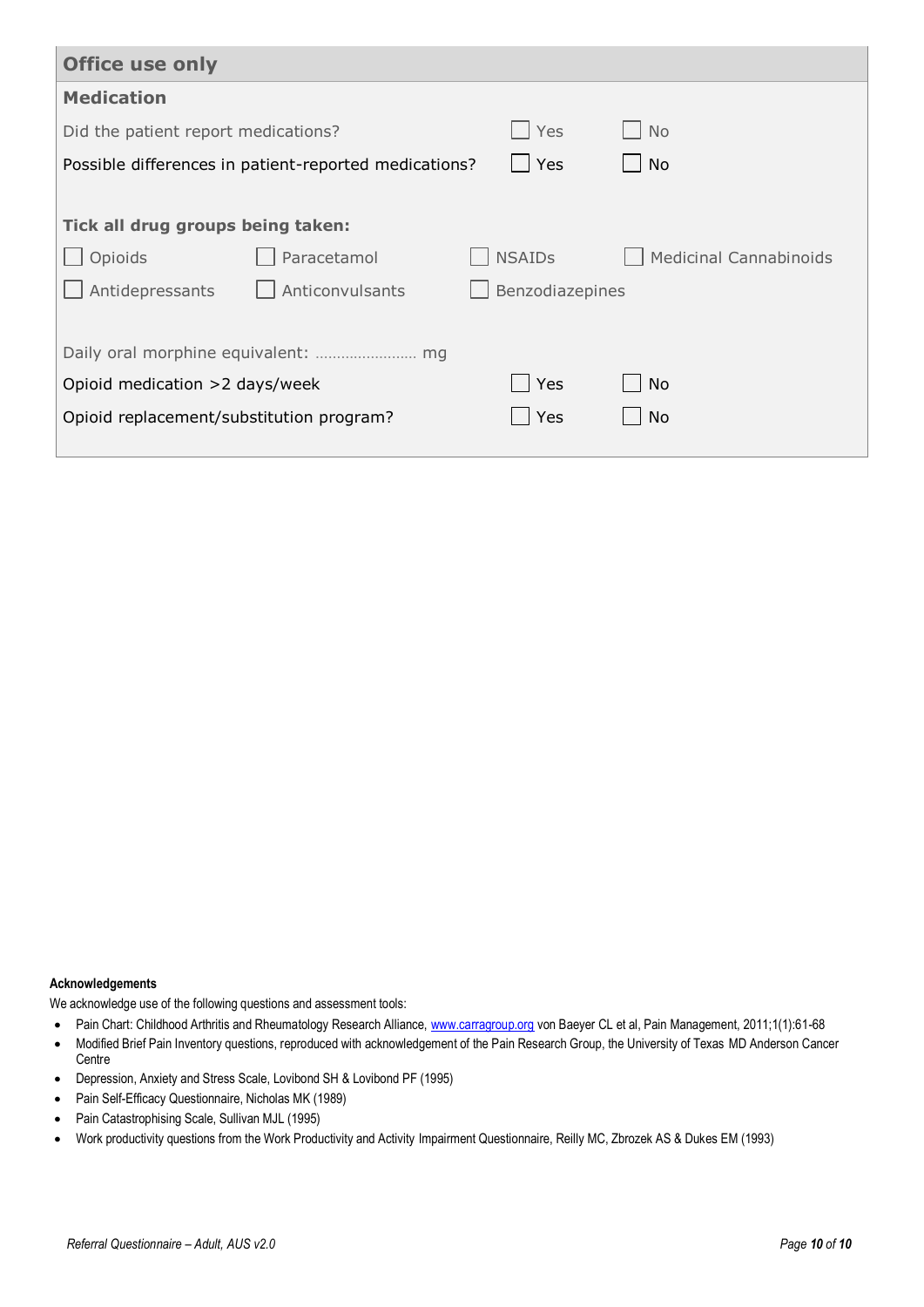## Office use only

### Medication

Did the patient report medications? ☐ Yes ☐ No

Possible differences in patient-reported medications? ☐ Yes ☐ No

**Tick all drug groups being taken:**

| | | | |
|---|---|---|---|
| ☐ Opioids | ☐ Paracetamol | ☐ NSAIDs | ☐ Medicinal Cannabinoids |
| ☐ Antidepressants | ☐ Anticonvulsants | ☐ Benzodiazepines | |

Daily oral morphine equivalent: …………………… mg

Opioid medication >2 days/week ☐ Yes ☐ No

Opioid replacement/substitution program? ☐ Yes ☐ No

**Acknowledgements**

We acknowledge use of the following questions and assessment tools:

- Pain Chart: Childhood Arthritis and Rheumatology Research Alliance, www.carragroup.org von Baeyer CL et al, Pain Management, 2011;1(1):61-68
- Modified Brief Pain Inventory questions, reproduced with acknowledgement of the Pain Research Group, the University of Texas MD Anderson Cancer Centre
- Depression, Anxiety and Stress Scale, Lovibond SH & Lovibond PF (1995)
- Pain Self-Efficacy Questionnaire, Nicholas MK (1989)
- Pain Catastrophising Scale, Sullivan MJL (1995)
- Work productivity questions from the Work Productivity and Activity Impairment Questionnaire, Reilly MC, Zbrozek AS & Dukes EM (1993)